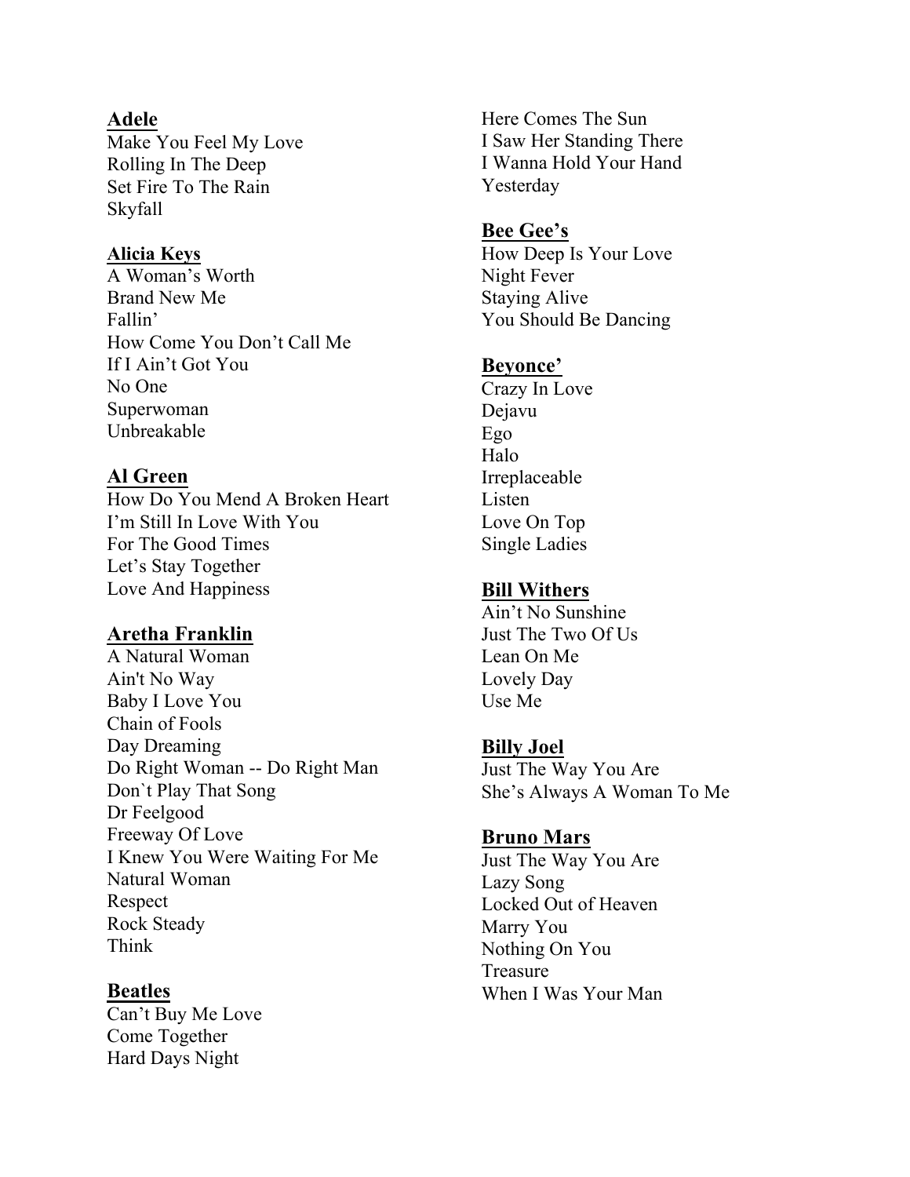**Adele**

Make You Feel My Love
Rolling In The Deep
Set Fire To The Rain
Skyfall

**Alicia Keys**

A Woman's Worth
Brand New Me
Fallin'
How Come You Don't Call Me
If I Ain't Got You
No One
Superwoman
Unbreakable

**Al Green**

How Do You Mend A Broken Heart
I'm Still In Love With You
For The Good Times
Let's Stay Together
Love And Happiness

**Aretha Franklin**

A Natural Woman
Ain't No Way
Baby I Love You
Chain of Fools
Day Dreaming
Do Right Woman -- Do Right Man
Don`t Play That Song
Dr Feelgood
Freeway Of Love
I Knew You Were Waiting For Me
Natural Woman
Respect
Rock Steady
Think

**Beatles**

Can't Buy Me Love
Come Together
Hard Days Night
Here Comes The Sun
I Saw Her Standing There
I Wanna Hold Your Hand
Yesterday

**Bee Gee's**

How Deep Is Your Love
Night Fever
Staying Alive
You Should Be Dancing

**Beyonce'**

Crazy In Love
Dejavu
Ego
Halo
Irreplaceable
Listen
Love On Top
Single Ladies

**Bill Withers**

Ain't No Sunshine
Just The Two Of Us
Lean On Me
Lovely Day
Use Me

**Billy Joel**

Just The Way You Are
She's Always A Woman To Me

**Bruno Mars**

Just The Way You Are
Lazy Song
Locked Out of Heaven
Marry You
Nothing On You
Treasure
When I Was Your Man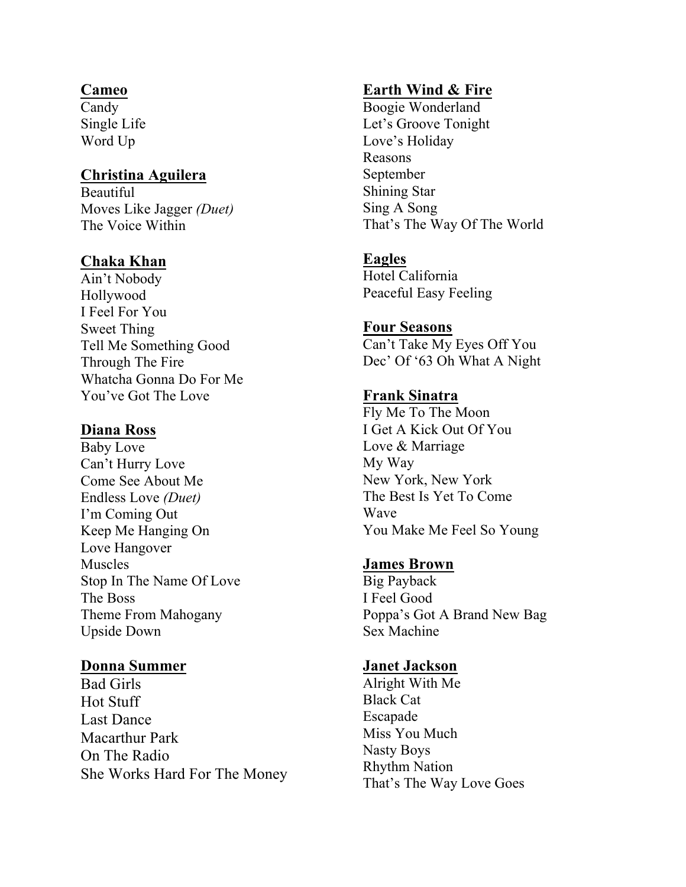**Cameo**

Candy
Single Life
Word Up

**Christina Aguilera**

Beautiful
Moves Like Jagger *(Duet)*
The Voice Within

**Chaka Khan**

Ain't Nobody
Hollywood
I Feel For You
Sweet Thing
Tell Me Something Good
Through The Fire
Whatcha Gonna Do For Me
You've Got The Love

**Diana Ross**

Baby Love
Can't Hurry Love
Come See About Me
Endless Love *(Duet)*
I'm Coming Out
Keep Me Hanging On
Love Hangover
Muscles
Stop In The Name Of Love
The Boss
Theme From Mahogany
Upside Down

**Donna Summer**

Bad Girls
Hot Stuff
Last Dance
Macarthur Park
On The Radio
She Works Hard For The Money

**Earth Wind & Fire**

Boogie Wonderland
Let's Groove Tonight
Love's Holiday
Reasons
September
Shining Star
Sing A Song
That's The Way Of The World

**Eagles**

Hotel California
Peaceful Easy Feeling

**Four Seasons**

Can't Take My Eyes Off You
Dec' Of '63 Oh What A Night

**Frank Sinatra**

Fly Me To The Moon
I Get A Kick Out Of You
Love & Marriage
My Way
New York, New York
The Best Is Yet To Come
Wave
You Make Me Feel So Young

**James Brown**

Big Payback
I Feel Good
Poppa's Got A Brand New Bag
Sex Machine

**Janet Jackson**

Alright With Me
Black Cat
Escapade
Miss You Much
Nasty Boys
Rhythm Nation
That's The Way Love Goes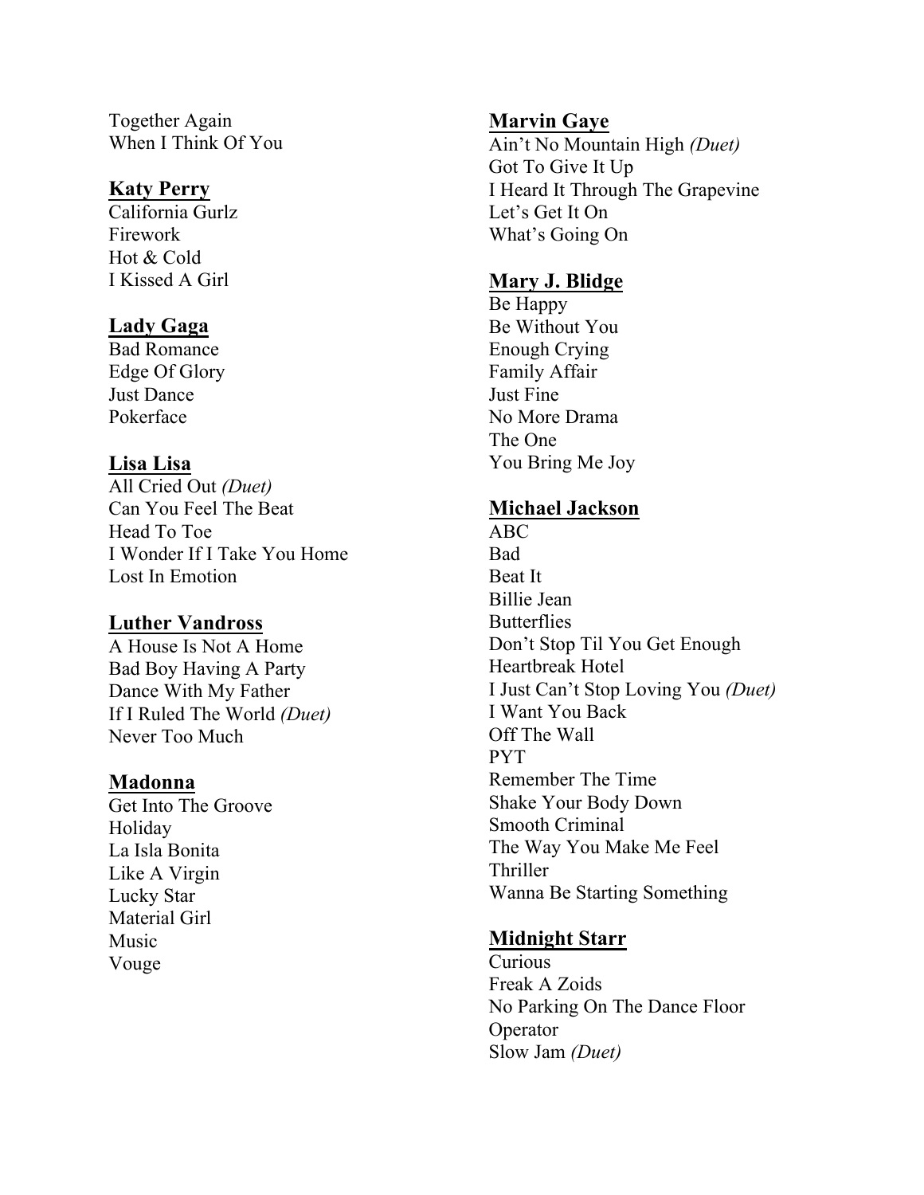Together Again
When I Think Of You

**Katy Perry**

California Gurlz
Firework
Hot & Cold
I Kissed A Girl

**Lady Gaga**

Bad Romance
Edge Of Glory
Just Dance
Pokerface

**Lisa Lisa**

All Cried Out *(Duet)*
Can You Feel The Beat
Head To Toe
I Wonder If I Take You Home
Lost In Emotion

**Luther Vandross**

A House Is Not A Home
Bad Boy Having A Party
Dance With My Father
If I Ruled The World *(Duet)*
Never Too Much

**Madonna**

Get Into The Groove
Holiday
La Isla Bonita
Like A Virgin
Lucky Star
Material Girl
Music
Vouge

**Marvin Gaye**

Ain't No Mountain High *(Duet)*
Got To Give It Up
I Heard It Through The Grapevine
Let's Get It On
What's Going On

**Mary J. Blidge**

Be Happy
Be Without You
Enough Crying
Family Affair
Just Fine
No More Drama
The One
You Bring Me Joy

**Michael Jackson**

ABC
Bad
Beat It
Billie Jean
Butterflies
Don't Stop Til You Get Enough
Heartbreak Hotel
I Just Can't Stop Loving You *(Duet)*
I Want You Back
Off The Wall
PYT
Remember The Time
Shake Your Body Down
Smooth Criminal
The Way You Make Me Feel
Thriller
Wanna Be Starting Something

**Midnight Starr**

Curious
Freak A Zoids
No Parking On The Dance Floor
Operator
Slow Jam *(Duet)*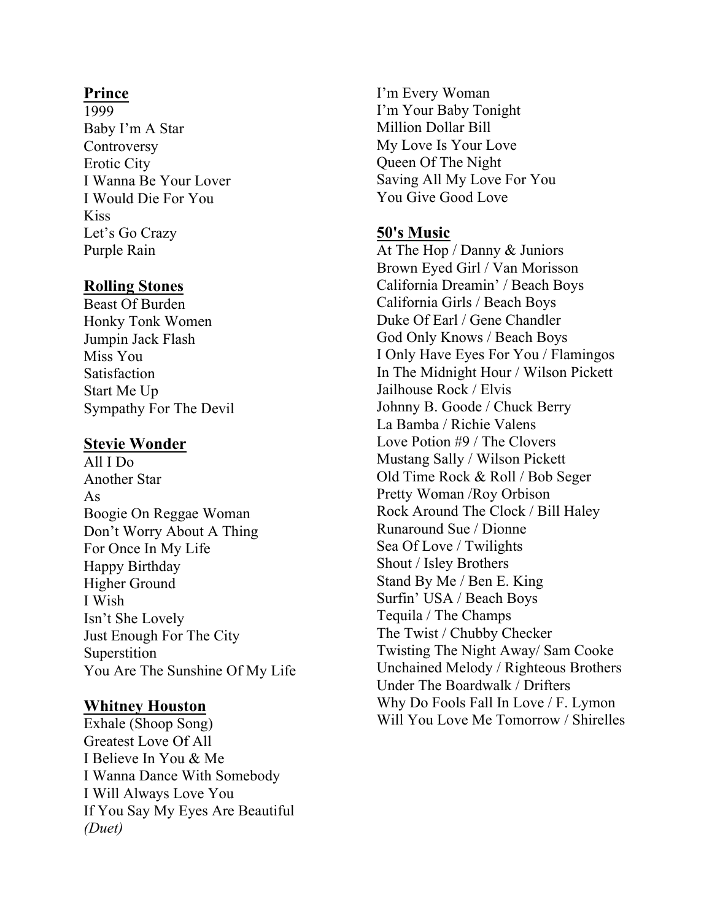**Prince**

1999
Baby I'm A Star
Controversy
Erotic City
I Wanna Be Your Lover
I Would Die For You
Kiss
Let's Go Crazy
Purple Rain

**Rolling Stones**

Beast Of Burden
Honky Tonk Women
Jumpin Jack Flash
Miss You
Satisfaction
Start Me Up
Sympathy For The Devil

**Stevie Wonder**

All I Do
Another Star
As
Boogie On Reggae Woman
Don't Worry About A Thing
For Once In My Life
Happy Birthday
Higher Ground
I Wish
Isn't She Lovely
Just Enough For The City
Superstition
You Are The Sunshine Of My Life

**Whitney Houston**

Exhale (Shoop Song)
Greatest Love Of All
I Believe In You & Me
I Wanna Dance With Somebody
I Will Always Love You
If You Say My Eyes Are Beautiful *(Duet)*
I'm Every Woman
I'm Your Baby Tonight
Million Dollar Bill
My Love Is Your Love
Queen Of The Night
Saving All My Love For You
You Give Good Love

**50's Music**

At The Hop / Danny & Juniors
Brown Eyed Girl / Van Morisson
California Dreamin' / Beach Boys
California Girls / Beach Boys
Duke Of Earl / Gene Chandler
God Only Knows / Beach Boys
I Only Have Eyes For You / Flamingos
In The Midnight Hour / Wilson Pickett
Jailhouse Rock / Elvis
Johnny B. Goode / Chuck Berry
La Bamba / Richie Valens
Love Potion #9 / The Clovers
Mustang Sally / Wilson Pickett
Old Time Rock & Roll / Bob Seger
Pretty Woman /Roy Orbison
Rock Around The Clock / Bill Haley
Runaround Sue / Dionne
Sea Of Love / Twilights
Shout / Isley Brothers
Stand By Me / Ben E. King
Surfin' USA / Beach Boys
Tequila / The Champs
The Twist / Chubby Checker
Twisting The Night Away/ Sam Cooke
Unchained Melody / Righteous Brothers
Under The Boardwalk / Drifters
Why Do Fools Fall In Love / F. Lymon
Will You Love Me Tomorrow / Shirelles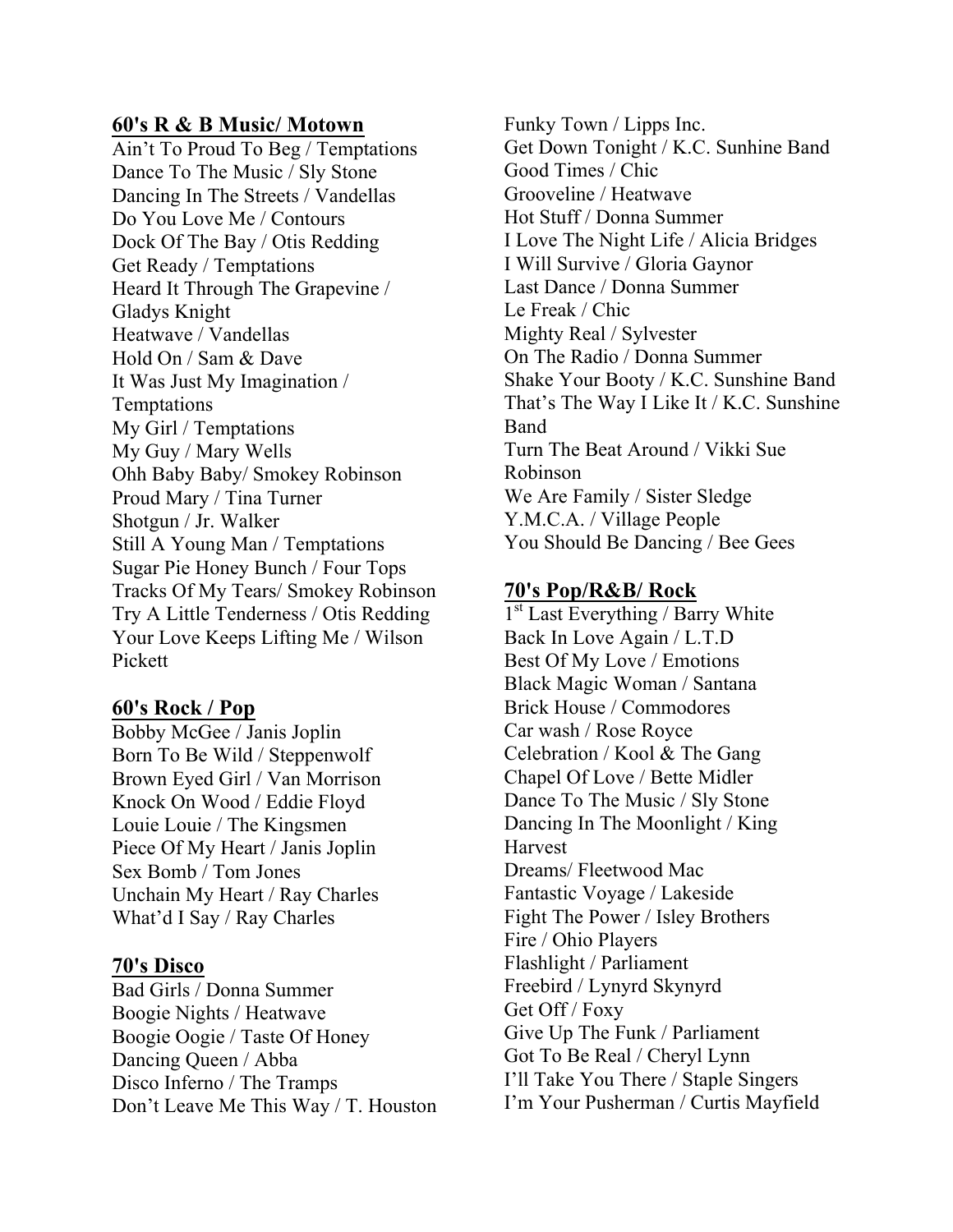## 60's R & B Music/ Motown

Ain't To Proud To Beg / Temptations
Dance To The Music / Sly Stone
Dancing In The Streets / Vandellas
Do You Love Me / Contours
Dock Of The Bay / Otis Redding
Get Ready / Temptations
Heard It Through The Grapevine / Gladys Knight
Heatwave / Vandellas
Hold On / Sam & Dave
It Was Just My Imagination / Temptations
My Girl / Temptations
My Guy / Mary Wells
Ohh Baby Baby/ Smokey Robinson
Proud Mary / Tina Turner
Shotgun / Jr. Walker
Still A Young Man / Temptations
Sugar Pie Honey Bunch / Four Tops
Tracks Of My Tears/ Smokey Robinson
Try A Little Tenderness / Otis Redding
Your Love Keeps Lifting Me / Wilson Pickett

## 60's Rock / Pop

Bobby McGee / Janis Joplin
Born To Be Wild / Steppenwolf
Brown Eyed Girl / Van Morrison
Knock On Wood / Eddie Floyd
Louie Louie / The Kingsmen
Piece Of My Heart / Janis Joplin
Sex Bomb / Tom Jones
Unchain My Heart / Ray Charles
What'd I Say / Ray Charles

## 70's Disco

Bad Girls / Donna Summer
Boogie Nights / Heatwave
Boogie Oogie / Taste Of Honey
Dancing Queen / Abba
Disco Inferno / The Tramps
Don't Leave Me This Way / T. Houston
Funky Town / Lipps Inc.
Get Down Tonight / K.C. Sunhine Band
Good Times / Chic
Grooveline / Heatwave
Hot Stuff / Donna Summer
I Love The Night Life / Alicia Bridges
I Will Survive / Gloria Gaynor
Last Dance / Donna Summer
Le Freak / Chic
Mighty Real / Sylvester
On The Radio / Donna Summer
Shake Your Booty / K.C. Sunshine Band
That's The Way I Like It / K.C. Sunshine Band
Turn The Beat Around / Vikki Sue Robinson
We Are Family / Sister Sledge
Y.M.C.A. / Village People
You Should Be Dancing / Bee Gees

## 70's Pop/R&B/ Rock

1st Last Everything / Barry White
Back In Love Again / L.T.D
Best Of My Love / Emotions
Black Magic Woman / Santana
Brick House / Commodores
Car wash / Rose Royce
Celebration / Kool & The Gang
Chapel Of Love / Bette Midler
Dance To The Music / Sly Stone
Dancing In The Moonlight / King Harvest
Dreams/ Fleetwood Mac
Fantastic Voyage / Lakeside
Fight The Power / Isley Brothers
Fire / Ohio Players
Flashlight / Parliament
Freebird / Lynyrd Skynyrd
Get Off / Foxy
Give Up The Funk / Parliament
Got To Be Real / Cheryl Lynn
I'll Take You There / Staple Singers
I'm Your Pusherman / Curtis Mayfield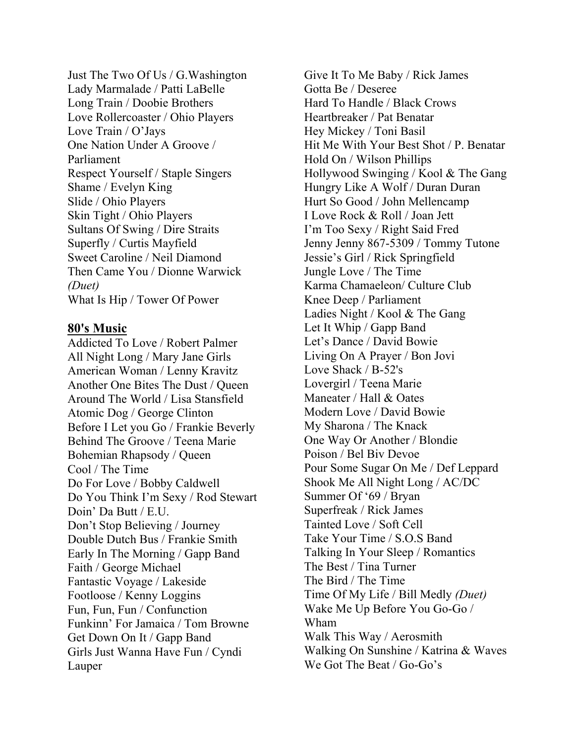Just The Two Of Us / G.Washington
Lady Marmalade / Patti LaBelle
Long Train / Doobie Brothers
Love Rollercoaster / Ohio Players
Love Train / O'Jays
One Nation Under A Groove / Parliament
Respect Yourself / Staple Singers
Shame / Evelyn King
Slide / Ohio Players
Skin Tight / Ohio Players
Sultans Of Swing / Dire Straits
Superfly / Curtis Mayfield
Sweet Caroline / Neil Diamond
Then Came You / Dionne Warwick *(Duet)*
What Is Hip / Tower Of Power

## 80's Music

Addicted To Love / Robert Palmer
All Night Long / Mary Jane Girls
American Woman / Lenny Kravitz
Another One Bites The Dust / Queen
Around The World / Lisa Stansfield
Atomic Dog / George Clinton
Before I Let you Go / Frankie Beverly
Behind The Groove / Teena Marie
Bohemian Rhapsody / Queen
Cool / The Time
Do For Love / Bobby Caldwell
Do You Think I'm Sexy / Rod Stewart
Doin' Da Butt / E.U.
Don't Stop Believing / Journey
Double Dutch Bus / Frankie Smith
Early In The Morning / Gapp Band
Faith / George Michael
Fantastic Voyage / Lakeside
Footloose / Kenny Loggins
Fun, Fun, Fun / Confunction
Funkinn' For Jamaica / Tom Browne
Get Down On It / Gapp Band
Girls Just Wanna Have Fun / Cyndi Lauper
Give It To Me Baby / Rick James
Gotta Be / Deseree
Hard To Handle / Black Crows
Heartbreaker / Pat Benatar
Hey Mickey / Toni Basil
Hit Me With Your Best Shot / P. Benatar
Hold On / Wilson Phillips
Hollywood Swinging / Kool & The Gang
Hungry Like A Wolf / Duran Duran
Hurt So Good / John Mellencamp
I Love Rock & Roll / Joan Jett
I'm Too Sexy / Right Said Fred
Jenny Jenny 867-5309 / Tommy Tutone
Jessie's Girl / Rick Springfield
Jungle Love / The Time
Karma Chamaeleon/ Culture Club
Knee Deep / Parliament
Ladies Night / Kool & The Gang
Let It Whip / Gapp Band
Let's Dance / David Bowie
Living On A Prayer / Bon Jovi
Love Shack / B-52's
Lovergirl / Teena Marie
Maneater / Hall & Oates
Modern Love / David Bowie
My Sharona / The Knack
One Way Or Another / Blondie
Poison / Bel Biv Devoe
Pour Some Sugar On Me / Def Leppard
Shook Me All Night Long / AC/DC
Summer Of '69 / Bryan
Superfreak / Rick James
Tainted Love / Soft Cell
Take Your Time / S.O.S Band
Talking In Your Sleep / Romantics
The Best / Tina Turner
The Bird / The Time
Time Of My Life / Bill Medly *(Duet)*
Wake Me Up Before You Go-Go / Wham
Walk This Way / Aerosmith
Walking On Sunshine / Katrina & Waves
We Got The Beat / Go-Go's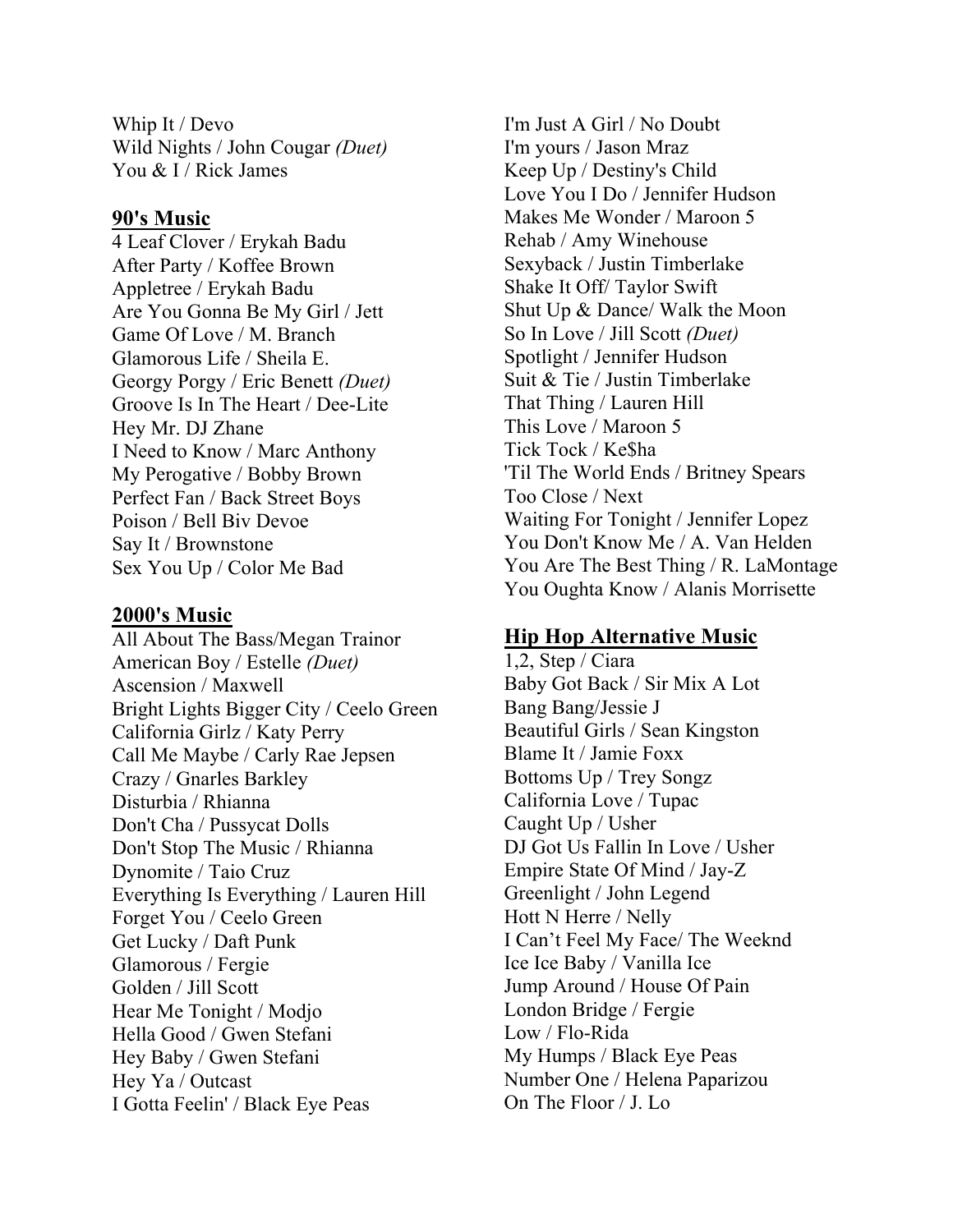Whip It / Devo
Wild Nights / John Cougar *(Duet)*
You & I / Rick James

## 90's Music

4 Leaf Clover / Erykah Badu
After Party / Koffee Brown
Appletree / Erykah Badu
Are You Gonna Be My Girl / Jett
Game Of Love / M. Branch
Glamorous Life / Sheila E.
Georgy Porgy / Eric Benett *(Duet)*
Groove Is In The Heart / Dee-Lite
Hey Mr. DJ Zhane
I Need to Know / Marc Anthony
My Perogative / Bobby Brown
Perfect Fan / Back Street Boys
Poison / Bell Biv Devoe
Say It / Brownstone
Sex You Up / Color Me Bad

## 2000's Music

All About The Bass/Megan Trainor
American Boy / Estelle *(Duet)*
Ascension / Maxwell
Bright Lights Bigger City / Ceelo Green
California Girlz / Katy Perry
Call Me Maybe / Carly Rae Jepsen
Crazy / Gnarles Barkley
Disturbia / Rhianna
Don't Cha / Pussycat Dolls
Don't Stop The Music / Rhianna
Dynomite / Taio Cruz
Everything Is Everything / Lauren Hill
Forget You / Ceelo Green
Get Lucky / Daft Punk
Glamorous / Fergie
Golden / Jill Scott
Hear Me Tonight / Modjo
Hella Good / Gwen Stefani
Hey Baby / Gwen Stefani
Hey Ya / Outcast
I Gotta Feelin' / Black Eye Peas
I'm Just A Girl / No Doubt
I'm yours / Jason Mraz
Keep Up / Destiny's Child
Love You I Do / Jennifer Hudson
Makes Me Wonder / Maroon 5
Rehab / Amy Winehouse
Sexyback / Justin Timberlake
Shake It Off/ Taylor Swift
Shut Up & Dance/ Walk the Moon
So In Love / Jill Scott *(Duet)*
Spotlight / Jennifer Hudson
Suit & Tie / Justin Timberlake
That Thing / Lauren Hill
This Love / Maroon 5
Tick Tock / Ke$ha
'Til The World Ends / Britney Spears
Too Close / Next
Waiting For Tonight / Jennifer Lopez
You Don't Know Me / A. Van Helden
You Are The Best Thing / R. LaMontage
You Oughta Know / Alanis Morrisette

## Hip Hop Alternative Music

1,2, Step / Ciara
Baby Got Back / Sir Mix A Lot
Bang Bang/Jessie J
Beautiful Girls / Sean Kingston
Blame It / Jamie Foxx
Bottoms Up / Trey Songz
California Love / Tupac
Caught Up / Usher
DJ Got Us Fallin In Love / Usher
Empire State Of Mind / Jay-Z
Greenlight / John Legend
Hott N Herre / Nelly
I Can't Feel My Face/ The Weeknd
Ice Ice Baby / Vanilla Ice
Jump Around / House Of Pain
London Bridge / Fergie
Low / Flo-Rida
My Humps / Black Eye Peas
Number One / Helena Paparizou
On The Floor / J. Lo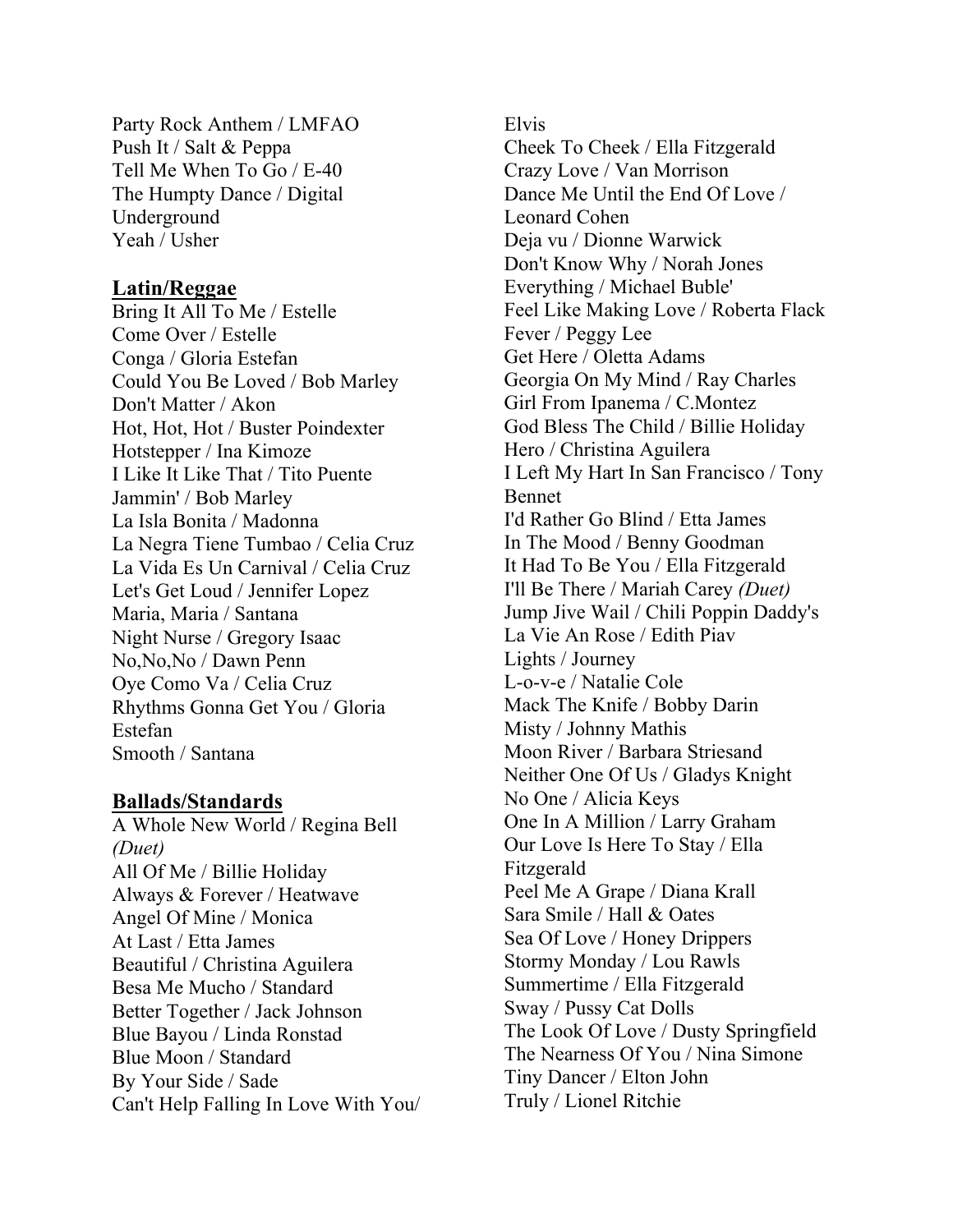Party Rock Anthem / LMFAO
Push It / Salt & Peppa
Tell Me When To Go / E-40
The Humpty Dance / Digital Underground
Yeah / Usher

**Latin/Reggae**

Bring It All To Me / Estelle
Come Over / Estelle
Conga / Gloria Estefan
Could You Be Loved / Bob Marley
Don't Matter / Akon
Hot, Hot, Hot / Buster Poindexter
Hotstepper / Ina Kimoze
I Like It Like That / Tito Puente
Jammin' / Bob Marley
La Isla Bonita / Madonna
La Negra Tiene Tumbao / Celia Cruz
La Vida Es Un Carnival / Celia Cruz
Let's Get Loud / Jennifer Lopez
Maria, Maria / Santana
Night Nurse / Gregory Isaac
No,No,No / Dawn Penn
Oye Como Va / Celia Cruz
Rhythms Gonna Get You / Gloria Estefan
Smooth / Santana

**Ballads/Standards**

A Whole New World / Regina Bell *(Duet)*
All Of Me / Billie Holiday
Always & Forever / Heatwave
Angel Of Mine / Monica
At Last / Etta James
Beautiful / Christina Aguilera
Besa Me Mucho / Standard
Better Together / Jack Johnson
Blue Bayou / Linda Ronstad
Blue Moon / Standard
By Your Side / Sade
Can't Help Falling In Love With You/ Elvis
Cheek To Cheek / Ella Fitzgerald
Crazy Love / Van Morrison
Dance Me Until the End Of Love / Leonard Cohen
Deja vu / Dionne Warwick
Don't Know Why / Norah Jones
Everything / Michael Buble'
Feel Like Making Love / Roberta Flack
Fever / Peggy Lee
Get Here / Oletta Adams
Georgia On My Mind / Ray Charles
Girl From Ipanema / C.Montez
God Bless The Child / Billie Holiday
Hero / Christina Aguilera
I Left My Hart In San Francisco / Tony Bennet
I'd Rather Go Blind / Etta James
In The Mood / Benny Goodman
It Had To Be You / Ella Fitzgerald
I'll Be There / Mariah Carey *(Duet)*
Jump Jive Wail / Chili Poppin Daddy's
La Vie An Rose / Edith Piav
Lights / Journey
L-o-v-e / Natalie Cole
Mack The Knife / Bobby Darin
Misty / Johnny Mathis
Moon River / Barbara Striesand
Neither One Of Us / Gladys Knight
No One / Alicia Keys
One In A Million / Larry Graham
Our Love Is Here To Stay / Ella Fitzgerald
Peel Me A Grape / Diana Krall
Sara Smile / Hall & Oates
Sea Of Love / Honey Drippers
Stormy Monday / Lou Rawls
Summertime / Ella Fitzgerald
Sway / Pussy Cat Dolls
The Look Of Love / Dusty Springfield
The Nearness Of You / Nina Simone
Tiny Dancer / Elton John
Truly / Lionel Ritchie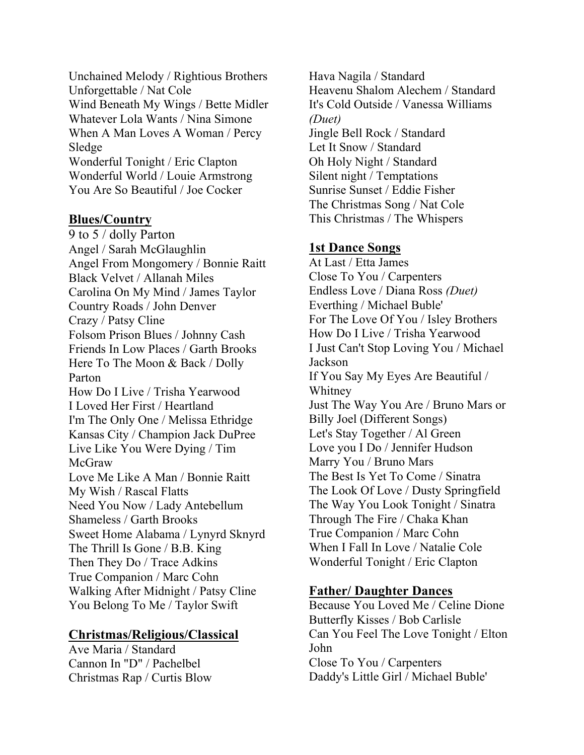Unchained Melody / Rightious Brothers
Unforgettable / Nat Cole
Wind Beneath My Wings / Bette Midler
Whatever Lola Wants / Nina Simone
When A Man Loves A Woman / Percy Sledge
Wonderful Tonight / Eric Clapton
Wonderful World / Louie Armstrong
You Are So Beautiful / Joe Cocker

## Blues/Country

9 to 5 / dolly Parton
Angel / Sarah McGlaughlin
Angel From Mongomery / Bonnie Raitt
Black Velvet / Allanah Miles
Carolina On My Mind / James Taylor
Country Roads / John Denver
Crazy / Patsy Cline
Folsom Prison Blues / Johnny Cash
Friends In Low Places / Garth Brooks
Here To The Moon & Back / Dolly Parton
How Do I Live / Trisha Yearwood
I Loved Her First / Heartland
I'm The Only One / Melissa Ethridge
Kansas City / Champion Jack DuPree
Live Like You Were Dying / Tim McGraw
Love Me Like A Man / Bonnie Raitt
My Wish / Rascal Flatts
Need You Now / Lady Antebellum
Shameless / Garth Brooks
Sweet Home Alabama / Lynyrd Sknyrd
The Thrill Is Gone / B.B. King
Then They Do / Trace Adkins
True Companion / Marc Cohn
Walking After Midnight / Patsy Cline
You Belong To Me / Taylor Swift

## Christmas/Religious/Classical

Ave Maria / Standard
Cannon In "D" / Pachelbel
Christmas Rap / Curtis Blow
Hava Nagila / Standard
Heavenu Shalom Alechem / Standard
It's Cold Outside / Vanessa Williams *(Duet)*
Jingle Bell Rock / Standard
Let It Snow / Standard
Oh Holy Night / Standard
Silent night / Temptations
Sunrise Sunset / Eddie Fisher
The Christmas Song / Nat Cole
This Christmas / The Whispers

## 1st Dance Songs

At Last / Etta James
Close To You / Carpenters
Endless Love / Diana Ross *(Duet)*
Everthing / Michael Buble'
For The Love Of You / Isley Brothers
How Do I Live / Trisha Yearwood
I Just Can't Stop Loving You / Michael Jackson
If You Say My Eyes Are Beautiful / Whitney
Just The Way You Are / Bruno Mars or Billy Joel (Different Songs)
Let's Stay Together / Al Green
Love you I Do / Jennifer Hudson
Marry You / Bruno Mars
The Best Is Yet To Come / Sinatra
The Look Of Love / Dusty Springfield
The Way You Look Tonight / Sinatra
Through The Fire / Chaka Khan
True Companion / Marc Cohn
When I Fall In Love / Natalie Cole
Wonderful Tonight / Eric Clapton

## Father/ Daughter Dances

Because You Loved Me / Celine Dione
Butterfly Kisses / Bob Carlisle
Can You Feel The Love Tonight / Elton John
Close To You / Carpenters
Daddy's Little Girl / Michael Buble'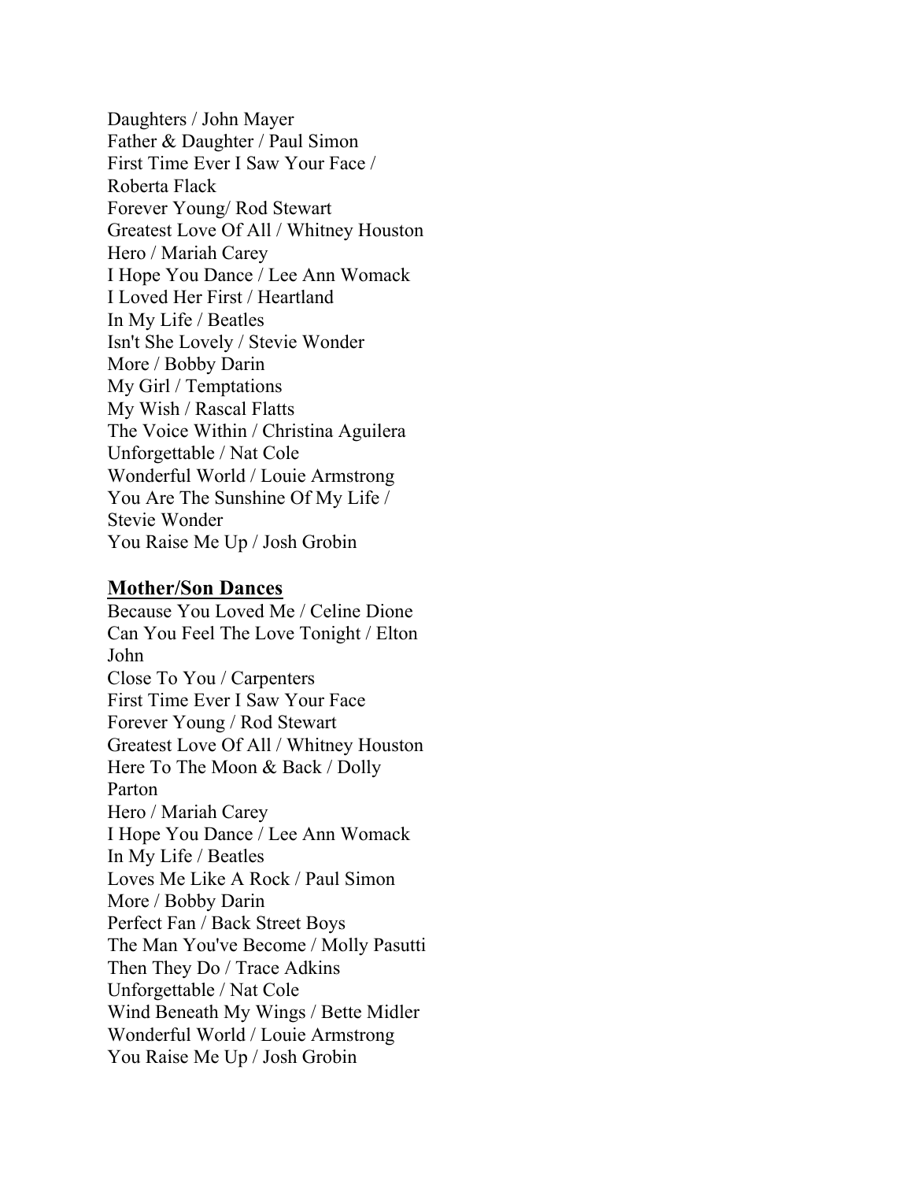Daughters / John Mayer
Father & Daughter / Paul Simon
First Time Ever I Saw Your Face / Roberta Flack
Forever Young/ Rod Stewart
Greatest Love Of All / Whitney Houston
Hero / Mariah Carey
I Hope You Dance / Lee Ann Womack
I Loved Her First / Heartland
In My Life / Beatles
Isn't She Lovely / Stevie Wonder
More / Bobby Darin
My Girl / Temptations
My Wish / Rascal Flatts
The Voice Within / Christina Aguilera
Unforgettable / Nat Cole
Wonderful World / Louie Armstrong
You Are The Sunshine Of My Life / Stevie Wonder
You Raise Me Up / Josh Grobin

## Mother/Son Dances

Because You Loved Me / Celine Dione
Can You Feel The Love Tonight / Elton John
Close To You / Carpenters
First Time Ever I Saw Your Face
Forever Young / Rod Stewart
Greatest Love Of All / Whitney Houston
Here To The Moon & Back / Dolly Parton
Hero / Mariah Carey
I Hope You Dance / Lee Ann Womack
In My Life / Beatles
Loves Me Like A Rock / Paul Simon
More / Bobby Darin
Perfect Fan / Back Street Boys
The Man You've Become / Molly Pasutti
Then They Do / Trace Adkins
Unforgettable / Nat Cole
Wind Beneath My Wings / Bette Midler
Wonderful World / Louie Armstrong
You Raise Me Up / Josh Grobin